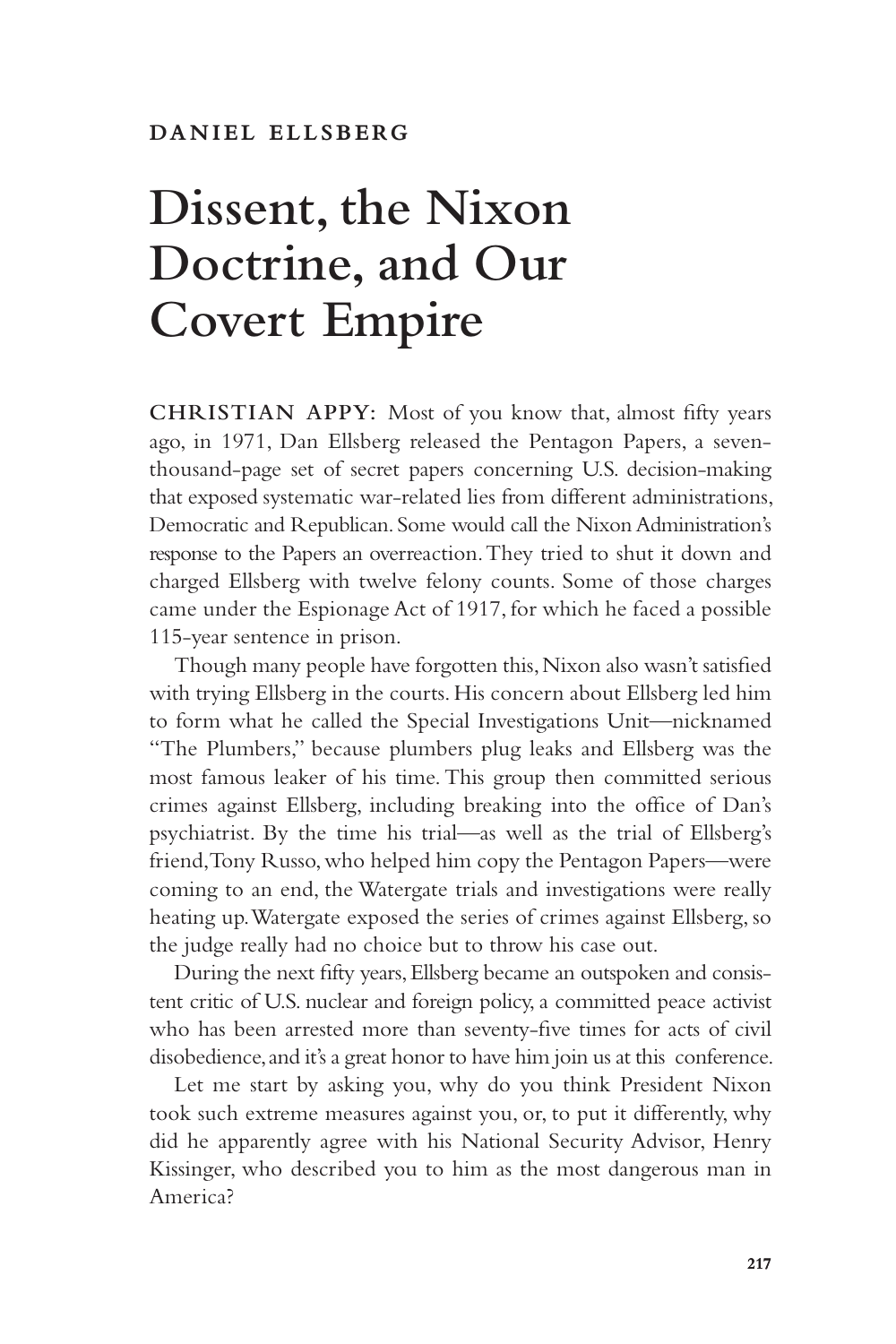DANIEL ELLSBERG

# Dissent, the Nixon Doctrine, and Our Covert Empire

**CHRISTIAN APPY:** Most of you know that, almost fifty years ago, in 1971, Dan Ellsberg released the Pentagon Papers, a seven-thousand-page set of secret papers concerning U.S. decision-making that exposed systematic war-related lies from different administrations, Democratic and Republican. Some would call the Nixon Administration's response to the Papers an overreaction. They tried to shut it down and charged Ellsberg with twelve felony counts. Some of those charges came under the Espionage Act of 1917, for which he faced a possible 115-year sentence in prison.

Though many people have forgotten this, Nixon also wasn't satisfied with trying Ellsberg in the courts. His concern about Ellsberg led him to form what he called the Special Investigations Unit—nicknamed "The Plumbers," because plumbers plug leaks and Ellsberg was the most famous leaker of his time. This group then committed serious crimes against Ellsberg, including breaking into the office of Dan's psychiatrist. By the time his trial—as well as the trial of Ellsberg's friend, Tony Russo, who helped him copy the Pentagon Papers—were coming to an end, the Watergate trials and investigations were really heating up. Watergate exposed the series of crimes against Ellsberg, so the judge really had no choice but to throw his case out.

During the next fifty years, Ellsberg became an outspoken and consistent critic of U.S. nuclear and foreign policy, a committed peace activist who has been arrested more than seventy-five times for acts of civil disobedience, and it's a great honor to have him join us at this conference.

Let me start by asking you, why do you think President Nixon took such extreme measures against you, or, to put it differently, why did he apparently agree with his National Security Advisor, Henry Kissinger, who described you to him as the most dangerous man in America?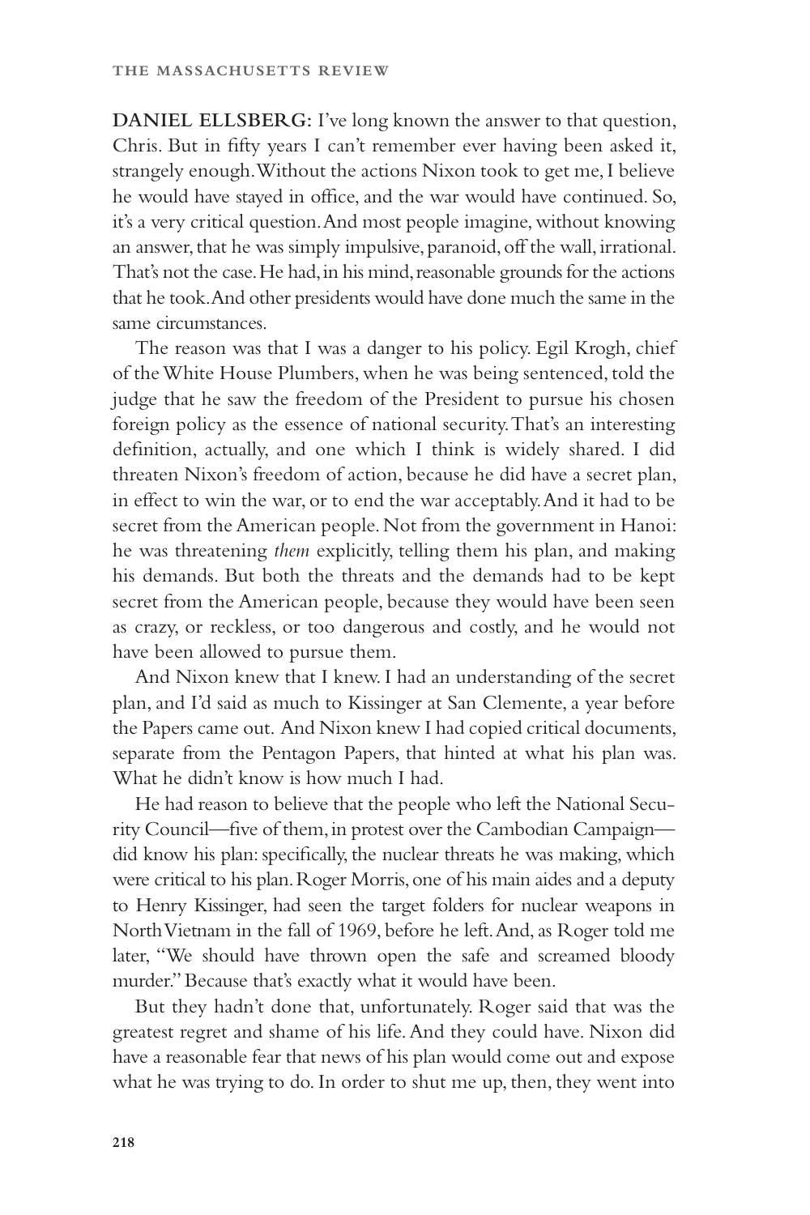**DANIEL ELLSBERG:** I've long known the answer to that question, Chris. But in fifty years I can't remember ever having been asked it, strangely enough. Without the actions Nixon took to get me, I believe he would have stayed in office, and the war would have continued. So, it's a very critical question. And most people imagine, without knowing an answer, that he was simply impulsive, paranoid, off the wall, irrational. That's not the case. He had, in his mind, reasonable grounds for the actions that he took. And other presidents would have done much the same in the same circumstances.

The reason was that I was a danger to his policy. Egil Krogh, chief of the White House Plumbers, when he was being sentenced, told the judge that he saw the freedom of the President to pursue his chosen foreign policy as the essence of national security. That's an interesting definition, actually, and one which I think is widely shared. I did threaten Nixon's freedom of action, because he did have a secret plan, in effect to win the war, or to end the war acceptably. And it had to be secret from the American people. Not from the government in Hanoi: he was threatening *them* explicitly, telling them his plan, and making his demands. But both the threats and the demands had to be kept secret from the American people, because they would have been seen as crazy, or reckless, or too dangerous and costly, and he would not have been allowed to pursue them.

And Nixon knew that I knew. I had an understanding of the secret plan, and I'd said as much to Kissinger at San Clemente, a year before the Papers came out. And Nixon knew I had copied critical documents, separate from the Pentagon Papers, that hinted at what his plan was. What he didn't know is how much I had.

He had reason to believe that the people who left the National Security Council—five of them, in protest over the Cambodian Campaign—did know his plan: specifically, the nuclear threats he was making, which were critical to his plan. Roger Morris, one of his main aides and a deputy to Henry Kissinger, had seen the target folders for nuclear weapons in North Vietnam in the fall of 1969, before he left. And, as Roger told me later, "We should have thrown open the safe and screamed bloody murder." Because that's exactly what it would have been.

But they hadn't done that, unfortunately. Roger said that was the greatest regret and shame of his life. And they could have. Nixon did have a reasonable fear that news of his plan would come out and expose what he was trying to do. In order to shut me up, then, they went into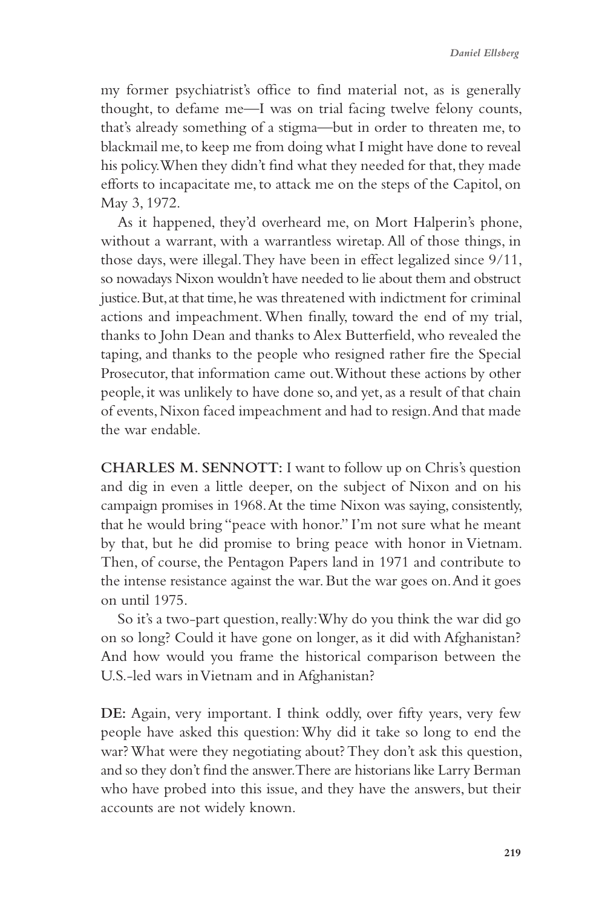my former psychiatrist's office to find material not, as is generally thought, to defame me—I was on trial facing twelve felony counts, that's already something of a stigma—but in order to threaten me, to blackmail me, to keep me from doing what I might have done to reveal his policy. When they didn't find what they needed for that, they made efforts to incapacitate me, to attack me on the steps of the Capitol, on May 3, 1972.

As it happened, they'd overheard me, on Mort Halperin's phone, without a warrant, with a warrantless wiretap. All of those things, in those days, were illegal. They have been in effect legalized since 9/11, so nowadays Nixon wouldn't have needed to lie about them and obstruct justice. But, at that time, he was threatened with indictment for criminal actions and impeachment. When finally, toward the end of my trial, thanks to John Dean and thanks to Alex Butterfield, who revealed the taping, and thanks to the people who resigned rather fire the Special Prosecutor, that information came out. Without these actions by other people, it was unlikely to have done so, and yet, as a result of that chain of events, Nixon faced impeachment and had to resign. And that made the war endable.

**CHARLES M. SENNOTT:** I want to follow up on Chris's question and dig in even a little deeper, on the subject of Nixon and on his campaign promises in 1968. At the time Nixon was saying, consistently, that he would bring "peace with honor." I'm not sure what he meant by that, but he did promise to bring peace with honor in Vietnam. Then, of course, the Pentagon Papers land in 1971 and contribute to the intense resistance against the war. But the war goes on. And it goes on until 1975.

So it's a two-part question, really: Why do you think the war did go on so long? Could it have gone on longer, as it did with Afghanistan? And how would you frame the historical comparison between the U.S.-led wars in Vietnam and in Afghanistan?

**DE:** Again, very important. I think oddly, over fifty years, very few people have asked this question: Why did it take so long to end the war? What were they negotiating about? They don't ask this question, and so they don't find the answer. There are historians like Larry Berman who have probed into this issue, and they have the answers, but their accounts are not widely known.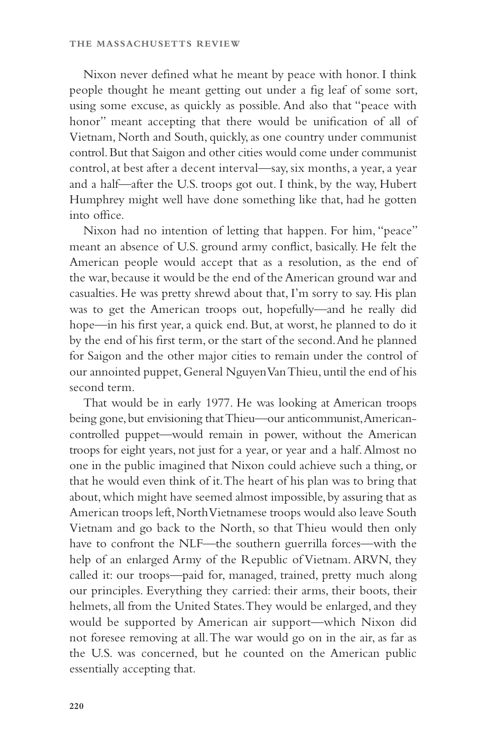Nixon never defined what he meant by peace with honor. I think people thought he meant getting out under a fig leaf of some sort, using some excuse, as quickly as possible. And also that "peace with honor" meant accepting that there would be unification of all of Vietnam, North and South, quickly, as one country under communist control. But that Saigon and other cities would come under communist control, at best after a decent interval—say, six months, a year, a year and a half—after the U.S. troops got out. I think, by the way, Hubert Humphrey might well have done something like that, had he gotten into office.

Nixon had no intention of letting that happen. For him, "peace" meant an absence of U.S. ground army conflict, basically. He felt the American people would accept that as a resolution, as the end of the war, because it would be the end of the American ground war and casualties. He was pretty shrewd about that, I'm sorry to say. His plan was to get the American troops out, hopefully—and he really did hope—in his first year, a quick end. But, at worst, he planned to do it by the end of his first term, or the start of the second. And he planned for Saigon and the other major cities to remain under the control of our annointed puppet, General Nguyen Van Thieu, until the end of his second term.

That would be in early 1977. He was looking at American troops being gone, but envisioning that Thieu—our anticommunist, American-controlled puppet—would remain in power, without the American troops for eight years, not just for a year, or year and a half. Almost no one in the public imagined that Nixon could achieve such a thing, or that he would even think of it. The heart of his plan was to bring that about, which might have seemed almost impossible, by assuring that as American troops left, North Vietnamese troops would also leave South Vietnam and go back to the North, so that Thieu would then only have to confront the NLF—the southern guerrilla forces—with the help of an enlarged Army of the Republic of Vietnam. ARVN, they called it: our troops—paid for, managed, trained, pretty much along our principles. Everything they carried: their arms, their boots, their helmets, all from the United States. They would be enlarged, and they would be supported by American air support—which Nixon did not foresee removing at all. The war would go on in the air, as far as the U.S. was concerned, but he counted on the American public essentially accepting that.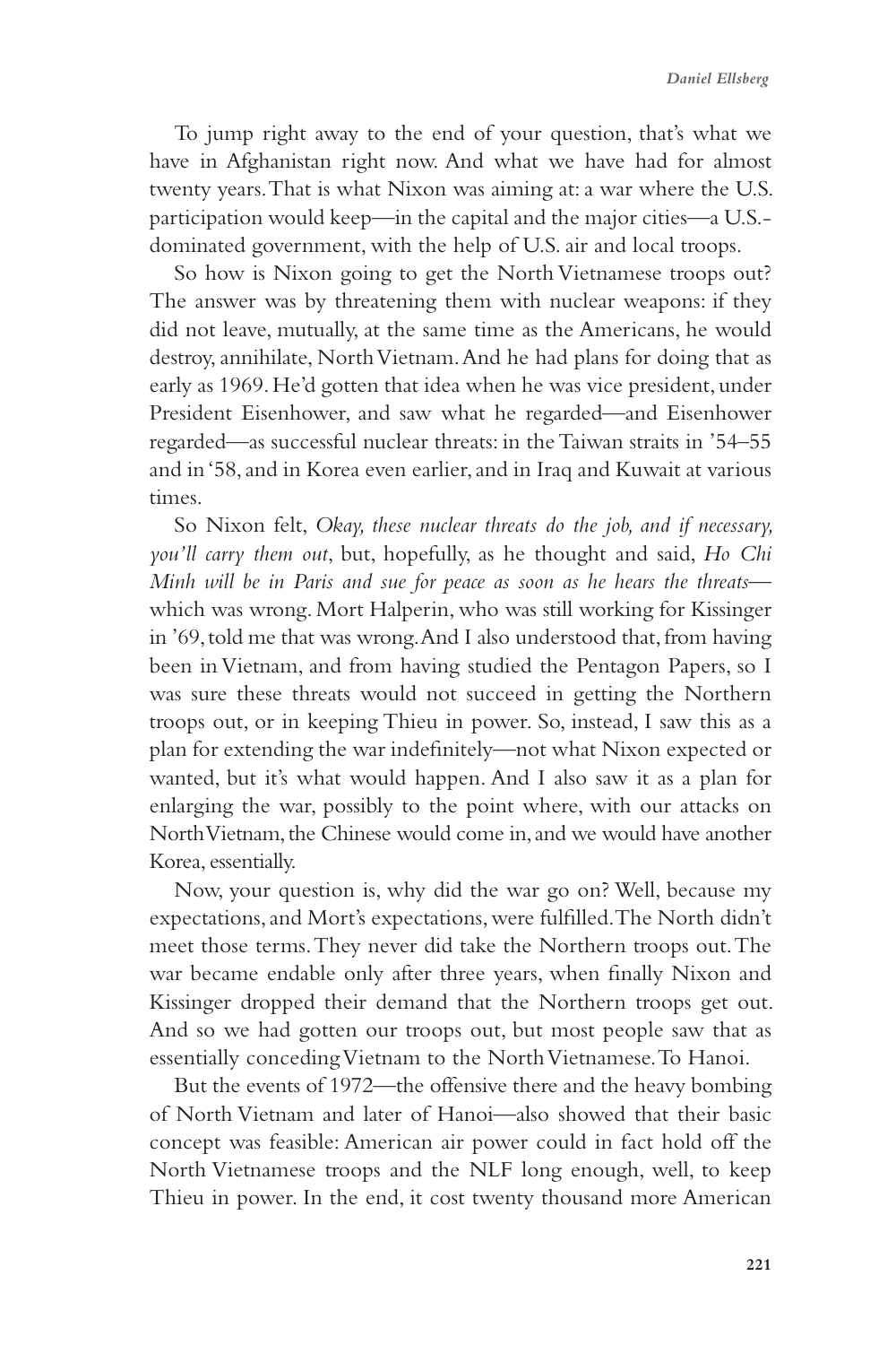To jump right away to the end of your question, that's what we have in Afghanistan right now. And what we have had for almost twenty years. That is what Nixon was aiming at: a war where the U.S. participation would keep—in the capital and the major cities—a U.S.-dominated government, with the help of U.S. air and local troops.

So how is Nixon going to get the North Vietnamese troops out? The answer was by threatening them with nuclear weapons: if they did not leave, mutually, at the same time as the Americans, he would destroy, annihilate, North Vietnam. And he had plans for doing that as early as 1969. He'd gotten that idea when he was vice president, under President Eisenhower, and saw what he regarded—and Eisenhower regarded—as successful nuclear threats: in the Taiwan straits in '54–55 and in '58, and in Korea even earlier, and in Iraq and Kuwait at various times.

So Nixon felt, *Okay, these nuclear threats do the job, and if necessary, you'll carry them out*, but, hopefully, as he thought and said, *Ho Chi Minh will be in Paris and sue for peace as soon as he hears the threats*—which was wrong. Mort Halperin, who was still working for Kissinger in '69, told me that was wrong. And I also understood that, from having been in Vietnam, and from having studied the Pentagon Papers, so I was sure these threats would not succeed in getting the Northern troops out, or in keeping Thieu in power. So, instead, I saw this as a plan for extending the war indefinitely—not what Nixon expected or wanted, but it's what would happen. And I also saw it as a plan for enlarging the war, possibly to the point where, with our attacks on North Vietnam, the Chinese would come in, and we would have another Korea, essentially.

Now, your question is, why did the war go on? Well, because my expectations, and Mort's expectations, were fulfilled. The North didn't meet those terms. They never did take the Northern troops out. The war became endable only after three years, when finally Nixon and Kissinger dropped their demand that the Northern troops get out. And so we had gotten our troops out, but most people saw that as essentially conceding Vietnam to the North Vietnamese. To Hanoi.

But the events of 1972—the offensive there and the heavy bombing of North Vietnam and later of Hanoi—also showed that their basic concept was feasible: American air power could in fact hold off the North Vietnamese troops and the NLF long enough, well, to keep Thieu in power. In the end, it cost twenty thousand more American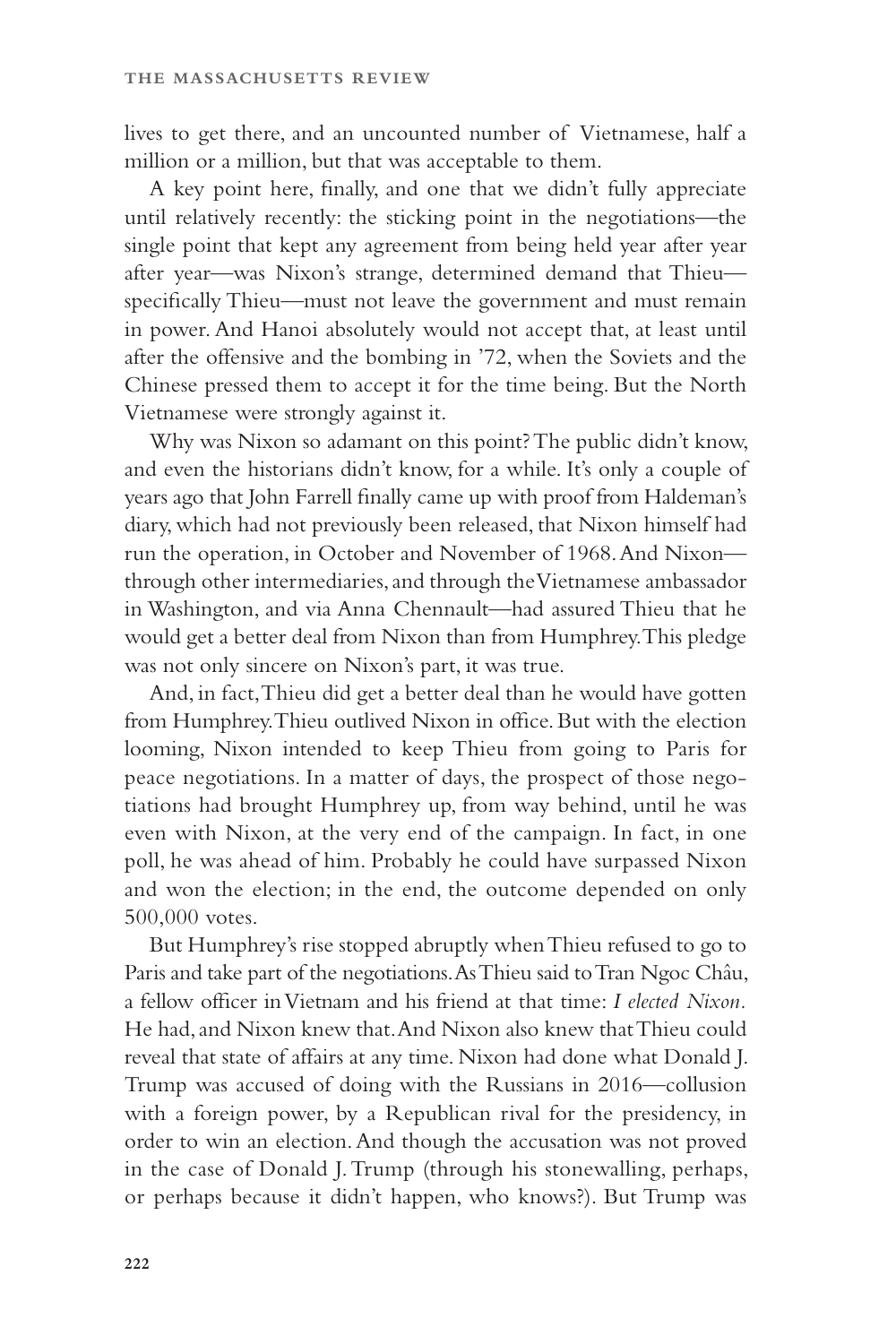lives to get there, and an uncounted number of Vietnamese, half a million or a million, but that was acceptable to them.

A key point here, finally, and one that we didn't fully appreciate until relatively recently: the sticking point in the negotiations—the single point that kept any agreement from being held year after year after year—was Nixon's strange, determined demand that Thieu—specifically Thieu—must not leave the government and must remain in power. And Hanoi absolutely would not accept that, at least until after the offensive and the bombing in '72, when the Soviets and the Chinese pressed them to accept it for the time being. But the North Vietnamese were strongly against it.

Why was Nixon so adamant on this point? The public didn't know, and even the historians didn't know, for a while. It's only a couple of years ago that John Farrell finally came up with proof from Haldeman's diary, which had not previously been released, that Nixon himself had run the operation, in October and November of 1968. And Nixon—through other intermediaries, and through the Vietnamese ambassador in Washington, and via Anna Chennault—had assured Thieu that he would get a better deal from Nixon than from Humphrey. This pledge was not only sincere on Nixon's part, it was true.

And, in fact, Thieu did get a better deal than he would have gotten from Humphrey. Thieu outlived Nixon in office. But with the election looming, Nixon intended to keep Thieu from going to Paris for peace negotiations. In a matter of days, the prospect of those negotiations had brought Humphrey up, from way behind, until he was even with Nixon, at the very end of the campaign. In fact, in one poll, he was ahead of him. Probably he could have surpassed Nixon and won the election; in the end, the outcome depended on only 500,000 votes.

But Humphrey's rise stopped abruptly when Thieu refused to go to Paris and take part of the negotiations. As Thieu said to Tran Ngoc Châu, a fellow officer in Vietnam and his friend at that time: *I elected Nixon.* He had, and Nixon knew that. And Nixon also knew that Thieu could reveal that state of affairs at any time. Nixon had done what Donald J. Trump was accused of doing with the Russians in 2016—collusion with a foreign power, by a Republican rival for the presidency, in order to win an election. And though the accusation was not proved in the case of Donald J. Trump (through his stonewalling, perhaps, or perhaps because it didn't happen, who knows?). But Trump was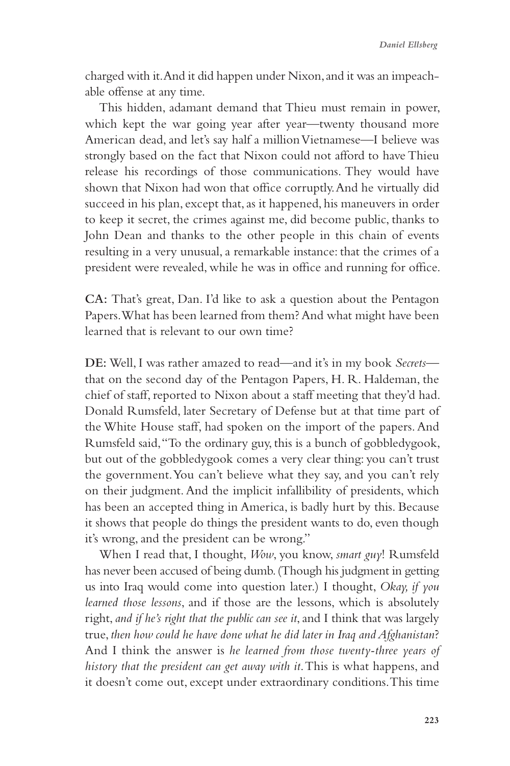charged with it. And it did happen under Nixon, and it was an impeachable offense at any time.

This hidden, adamant demand that Thieu must remain in power, which kept the war going year after year—twenty thousand more American dead, and let's say half a million Vietnamese—I believe was strongly based on the fact that Nixon could not afford to have Thieu release his recordings of those communications. They would have shown that Nixon had won that office corruptly. And he virtually did succeed in his plan, except that, as it happened, his maneuvers in order to keep it secret, the crimes against me, did become public, thanks to John Dean and thanks to the other people in this chain of events resulting in a very unusual, a remarkable instance: that the crimes of a president were revealed, while he was in office and running for office.

**CA:** That's great, Dan. I'd like to ask a question about the Pentagon Papers. What has been learned from them? And what might have been learned that is relevant to our own time?

**DE:** Well, I was rather amazed to read—and it's in my book *Secrets*—that on the second day of the Pentagon Papers, H. R. Haldeman, the chief of staff, reported to Nixon about a staff meeting that they'd had. Donald Rumsfeld, later Secretary of Defense but at that time part of the White House staff, had spoken on the import of the papers. And Rumsfeld said, "To the ordinary guy, this is a bunch of gobbledygook, but out of the gobbledygook comes a very clear thing: you can't trust the government. You can't believe what they say, and you can't rely on their judgment. And the implicit infallibility of presidents, which has been an accepted thing in America, is badly hurt by this. Because it shows that people do things the president wants to do, even though it's wrong, and the president can be wrong."

When I read that, I thought, *Wow*, you know, *smart guy*! Rumsfeld has never been accused of being dumb. (Though his judgment in getting us into Iraq would come into question later.) I thought, *Okay, if you learned those lessons*, and if those are the lessons, which is absolutely right, *and if he's right that the public can see it*, and I think that was largely true, *then how could he have done what he did later in Iraq and Afghanistan*? And I think the answer is *he learned from those twenty-three years of history that the president can get away with it*. This is what happens, and it doesn't come out, except under extraordinary conditions. This time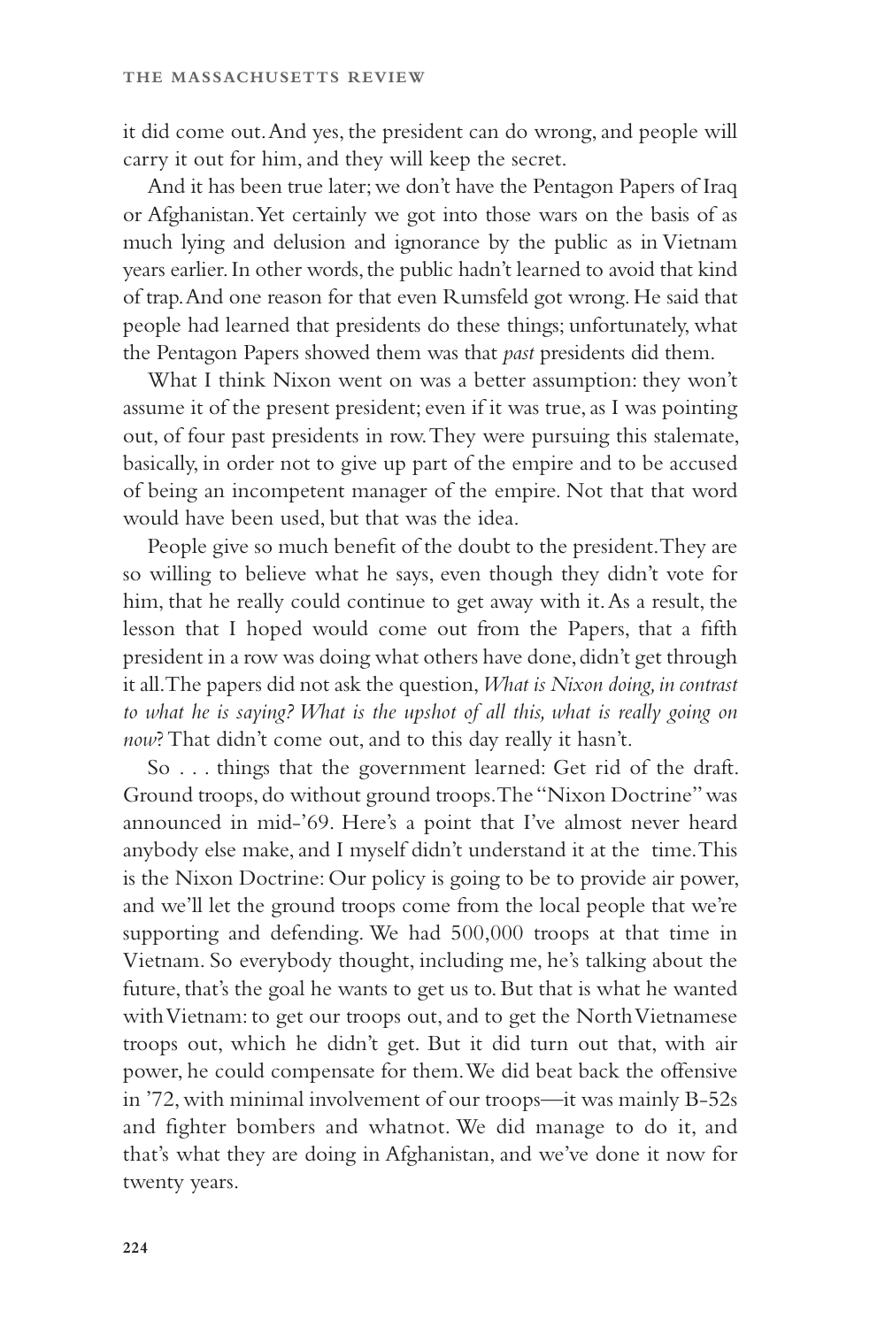it did come out. And yes, the president can do wrong, and people will carry it out for him, and they will keep the secret.

And it has been true later; we don't have the Pentagon Papers of Iraq or Afghanistan. Yet certainly we got into those wars on the basis of as much lying and delusion and ignorance by the public as in Vietnam years earlier. In other words, the public hadn't learned to avoid that kind of trap. And one reason for that even Rumsfeld got wrong. He said that people had learned that presidents do these things; unfortunately, what the Pentagon Papers showed them was that *past* presidents did them.

What I think Nixon went on was a better assumption: they won't assume it of the present president; even if it was true, as I was pointing out, of four past presidents in row. They were pursuing this stalemate, basically, in order not to give up part of the empire and to be accused of being an incompetent manager of the empire. Not that that word would have been used, but that was the idea.

People give so much benefit of the doubt to the president. They are so willing to believe what he says, even though they didn't vote for him, that he really could continue to get away with it. As a result, the lesson that I hoped would come out from the Papers, that a fifth president in a row was doing what others have done, didn't get through it all. The papers did not ask the question, *What is Nixon doing, in contrast to what he is saying? What is the upshot of all this, what is really going on now*? That didn't come out, and to this day really it hasn't.

So . . . things that the government learned: Get rid of the draft. Ground troops, do without ground troops. The "Nixon Doctrine" was announced in mid-'69. Here's a point that I've almost never heard anybody else make, and I myself didn't understand it at the time. This is the Nixon Doctrine: Our policy is going to be to provide air power, and we'll let the ground troops come from the local people that we're supporting and defending. We had 500,000 troops at that time in Vietnam. So everybody thought, including me, he's talking about the future, that's the goal he wants to get us to. But that is what he wanted with Vietnam: to get our troops out, and to get the North Vietnamese troops out, which he didn't get. But it did turn out that, with air power, he could compensate for them. We did beat back the offensive in '72, with minimal involvement of our troops—it was mainly B-52s and fighter bombers and whatnot. We did manage to do it, and that's what they are doing in Afghanistan, and we've done it now for twenty years.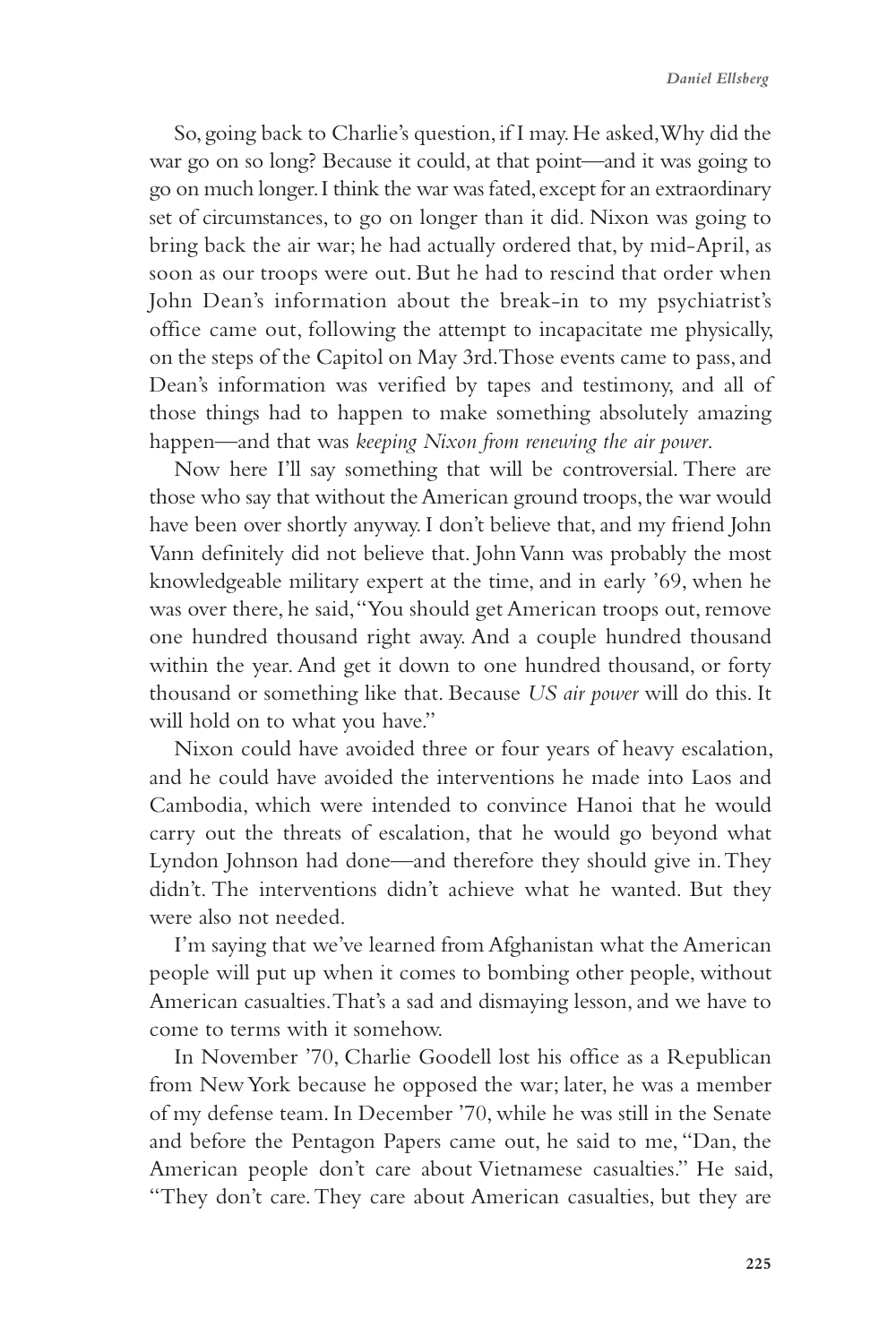So, going back to Charlie's question, if I may. He asked, Why did the war go on so long? Because it could, at that point—and it was going to go on much longer. I think the war was fated, except for an extraordinary set of circumstances, to go on longer than it did. Nixon was going to bring back the air war; he had actually ordered that, by mid-April, as soon as our troops were out. But he had to rescind that order when John Dean's information about the break-in to my psychiatrist's office came out, following the attempt to incapacitate me physically, on the steps of the Capitol on May 3rd. Those events came to pass, and Dean's information was verified by tapes and testimony, and all of those things had to happen to make something absolutely amazing happen—and that was *keeping Nixon from renewing the air power*.

Now here I'll say something that will be controversial. There are those who say that without the American ground troops, the war would have been over shortly anyway. I don't believe that, and my friend John Vann definitely did not believe that. John Vann was probably the most knowledgeable military expert at the time, and in early '69, when he was over there, he said, "You should get American troops out, remove one hundred thousand right away. And a couple hundred thousand within the year. And get it down to one hundred thousand, or forty thousand or something like that. Because *US air power* will do this. It will hold on to what you have."

Nixon could have avoided three or four years of heavy escalation, and he could have avoided the interventions he made into Laos and Cambodia, which were intended to convince Hanoi that he would carry out the threats of escalation, that he would go beyond what Lyndon Johnson had done—and therefore they should give in. They didn't. The interventions didn't achieve what he wanted. But they were also not needed.

I'm saying that we've learned from Afghanistan what the American people will put up when it comes to bombing other people, without American casualties. That's a sad and dismaying lesson, and we have to come to terms with it somehow.

In November '70, Charlie Goodell lost his office as a Republican from New York because he opposed the war; later, he was a member of my defense team. In December '70, while he was still in the Senate and before the Pentagon Papers came out, he said to me, "Dan, the American people don't care about Vietnamese casualties." He said, "They don't care. They care about American casualties, but they are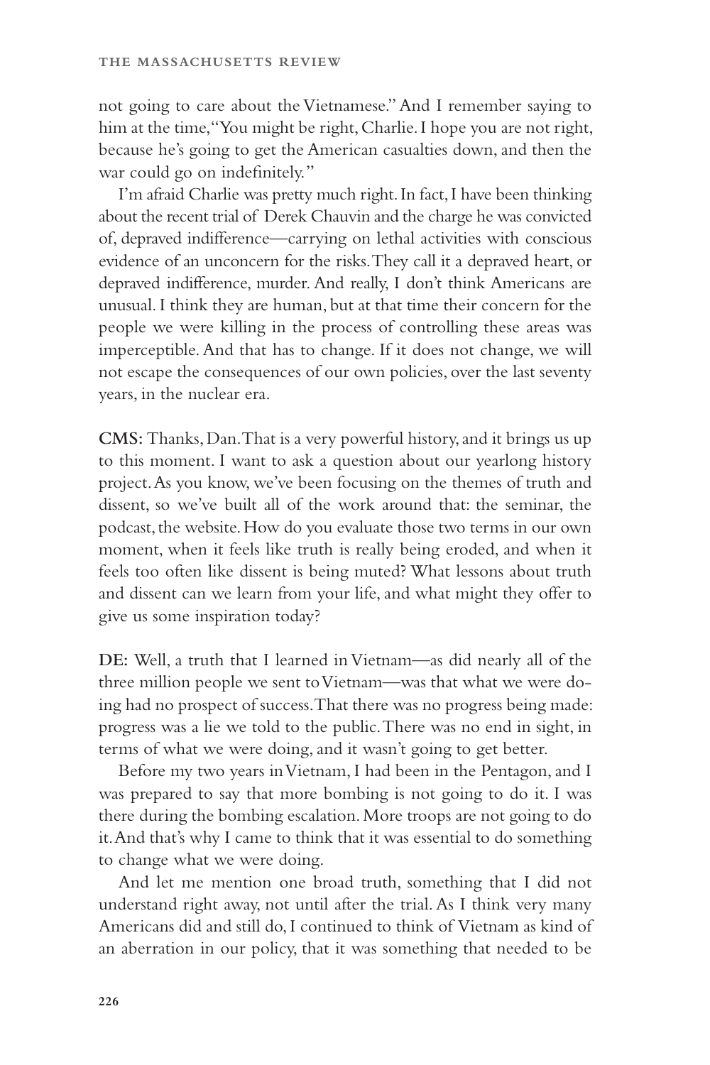not going to care about the Vietnamese." And I remember saying to him at the time, "You might be right, Charlie. I hope you are not right, because he's going to get the American casualties down, and then the war could go on indefinitely."

I'm afraid Charlie was pretty much right. In fact, I have been thinking about the recent trial of Derek Chauvin and the charge he was convicted of, depraved indifference—carrying on lethal activities with conscious evidence of an unconcern for the risks. They call it a depraved heart, or depraved indifference, murder. And really, I don't think Americans are unusual. I think they are human, but at that time their concern for the people we were killing in the process of controlling these areas was imperceptible. And that has to change. If it does not change, we will not escape the consequences of our own policies, over the last seventy years, in the nuclear era.

**CMS:** Thanks, Dan. That is a very powerful history, and it brings us up to this moment. I want to ask a question about our yearlong history project. As you know, we've been focusing on the themes of truth and dissent, so we've built all of the work around that: the seminar, the podcast, the website. How do you evaluate those two terms in our own moment, when it feels like truth is really being eroded, and when it feels too often like dissent is being muted? What lessons about truth and dissent can we learn from your life, and what might they offer to give us some inspiration today?

**DE:** Well, a truth that I learned in Vietnam—as did nearly all of the three million people we sent to Vietnam—was that what we were doing had no prospect of success. That there was no progress being made: progress was a lie we told to the public. There was no end in sight, in terms of what we were doing, and it wasn't going to get better.

Before my two years in Vietnam, I had been in the Pentagon, and I was prepared to say that more bombing is not going to do it. I was there during the bombing escalation. More troops are not going to do it. And that's why I came to think that it was essential to do something to change what we were doing.

And let me mention one broad truth, something that I did not understand right away, not until after the trial. As I think very many Americans did and still do, I continued to think of Vietnam as kind of an aberration in our policy, that it was something that needed to be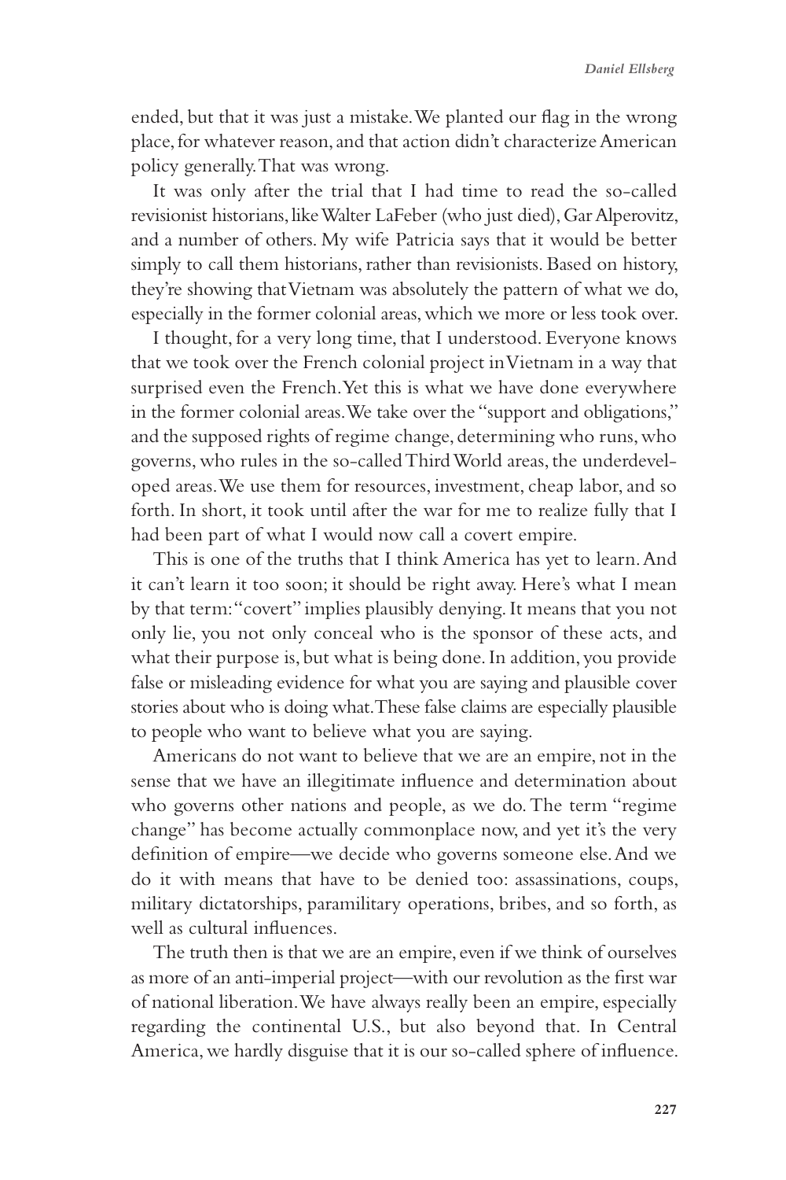ended, but that it was just a mistake. We planted our flag in the wrong place, for whatever reason, and that action didn't characterize American policy generally. That was wrong.

It was only after the trial that I had time to read the so-called revisionist historians, like Walter LaFeber (who just died), Gar Alperovitz, and a number of others. My wife Patricia says that it would be better simply to call them historians, rather than revisionists. Based on history, they're showing that Vietnam was absolutely the pattern of what we do, especially in the former colonial areas, which we more or less took over.

I thought, for a very long time, that I understood. Everyone knows that we took over the French colonial project in Vietnam in a way that surprised even the French. Yet this is what we have done everywhere in the former colonial areas. We take over the "support and obligations," and the supposed rights of regime change, determining who runs, who governs, who rules in the so-called Third World areas, the underdeveloped areas. We use them for resources, investment, cheap labor, and so forth. In short, it took until after the war for me to realize fully that I had been part of what I would now call a covert empire.

This is one of the truths that I think America has yet to learn. And it can't learn it too soon; it should be right away. Here's what I mean by that term: "covert" implies plausibly denying. It means that you not only lie, you not only conceal who is the sponsor of these acts, and what their purpose is, but what is being done. In addition, you provide false or misleading evidence for what you are saying and plausible cover stories about who is doing what. These false claims are especially plausible to people who want to believe what you are saying.

Americans do not want to believe that we are an empire, not in the sense that we have an illegitimate influence and determination about who governs other nations and people, as we do. The term "regime change" has become actually commonplace now, and yet it's the very definition of empire—we decide who governs someone else. And we do it with means that have to be denied too: assassinations, coups, military dictatorships, paramilitary operations, bribes, and so forth, as well as cultural influences.

The truth then is that we are an empire, even if we think of ourselves as more of an anti-imperial project—with our revolution as the first war of national liberation. We have always really been an empire, especially regarding the continental U.S., but also beyond that. In Central America, we hardly disguise that it is our so-called sphere of influence.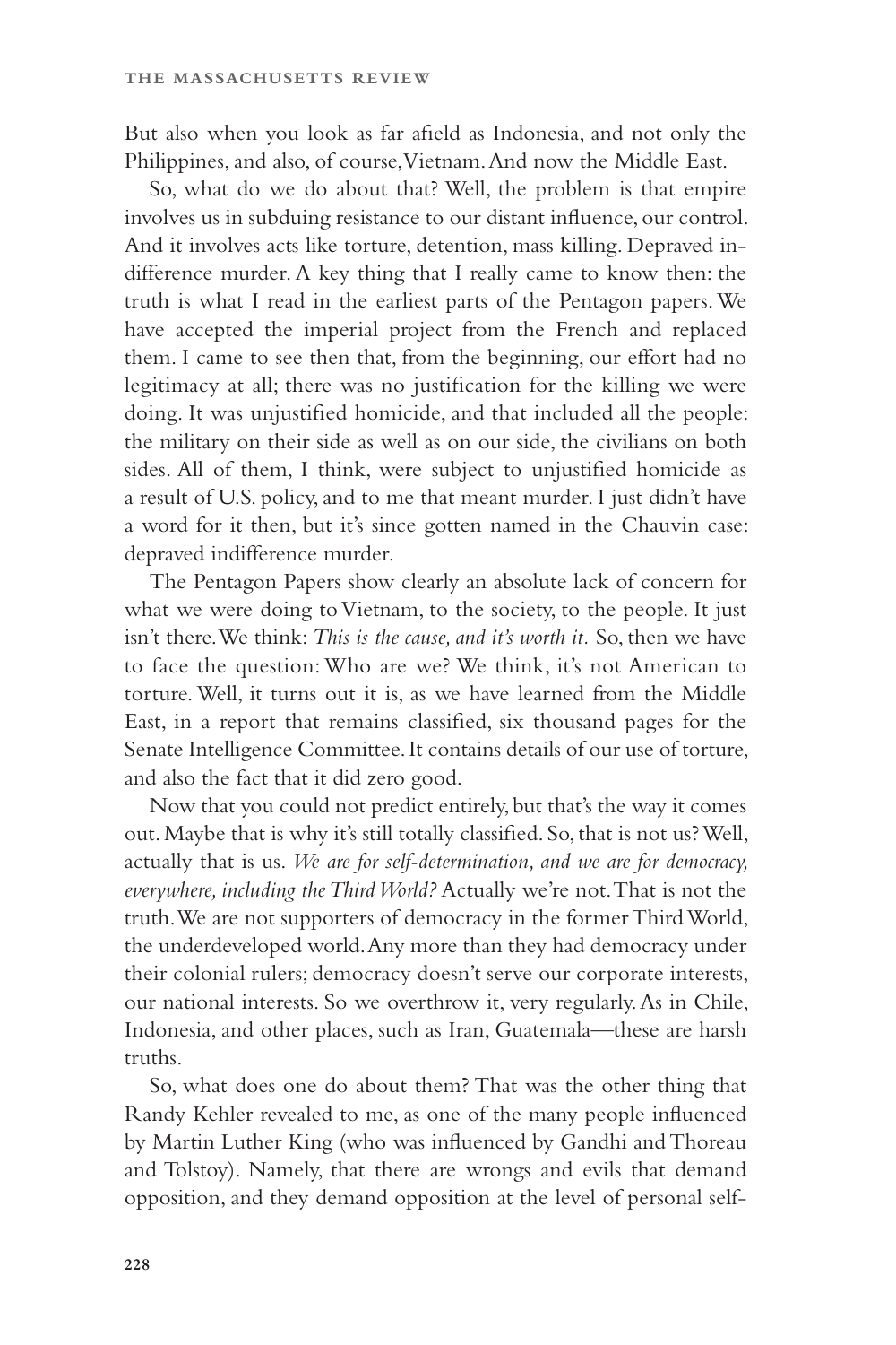But also when you look as far afield as Indonesia, and not only the Philippines, and also, of course, Vietnam. And now the Middle East.

So, what do we do about that? Well, the problem is that empire involves us in subduing resistance to our distant influence, our control. And it involves acts like torture, detention, mass killing. Depraved indifference murder. A key thing that I really came to know then: the truth is what I read in the earliest parts of the Pentagon papers. We have accepted the imperial project from the French and replaced them. I came to see then that, from the beginning, our effort had no legitimacy at all; there was no justification for the killing we were doing. It was unjustified homicide, and that included all the people: the military on their side as well as on our side, the civilians on both sides. All of them, I think, were subject to unjustified homicide as a result of U.S. policy, and to me that meant murder. I just didn't have a word for it then, but it's since gotten named in the Chauvin case: depraved indifference murder.

The Pentagon Papers show clearly an absolute lack of concern for what we were doing to Vietnam, to the society, to the people. It just isn't there. We think: *This is the cause, and it's worth it.* So, then we have to face the question: Who are we? We think, it's not American to torture. Well, it turns out it is, as we have learned from the Middle East, in a report that remains classified, six thousand pages for the Senate Intelligence Committee. It contains details of our use of torture, and also the fact that it did zero good.

Now that you could not predict entirely, but that's the way it comes out. Maybe that is why it's still totally classified. So, that is not us? Well, actually that is us. *We are for self-determination, and we are for democracy, everywhere, including the Third World?* Actually we're not. That is not the truth. We are not supporters of democracy in the former Third World, the underdeveloped world. Any more than they had democracy under their colonial rulers; democracy doesn't serve our corporate interests, our national interests. So we overthrow it, very regularly. As in Chile, Indonesia, and other places, such as Iran, Guatemala—these are harsh truths.

So, what does one do about them? That was the other thing that Randy Kehler revealed to me, as one of the many people influenced by Martin Luther King (who was influenced by Gandhi and Thoreau and Tolstoy). Namely, that there are wrongs and evils that demand opposition, and they demand opposition at the level of personal self-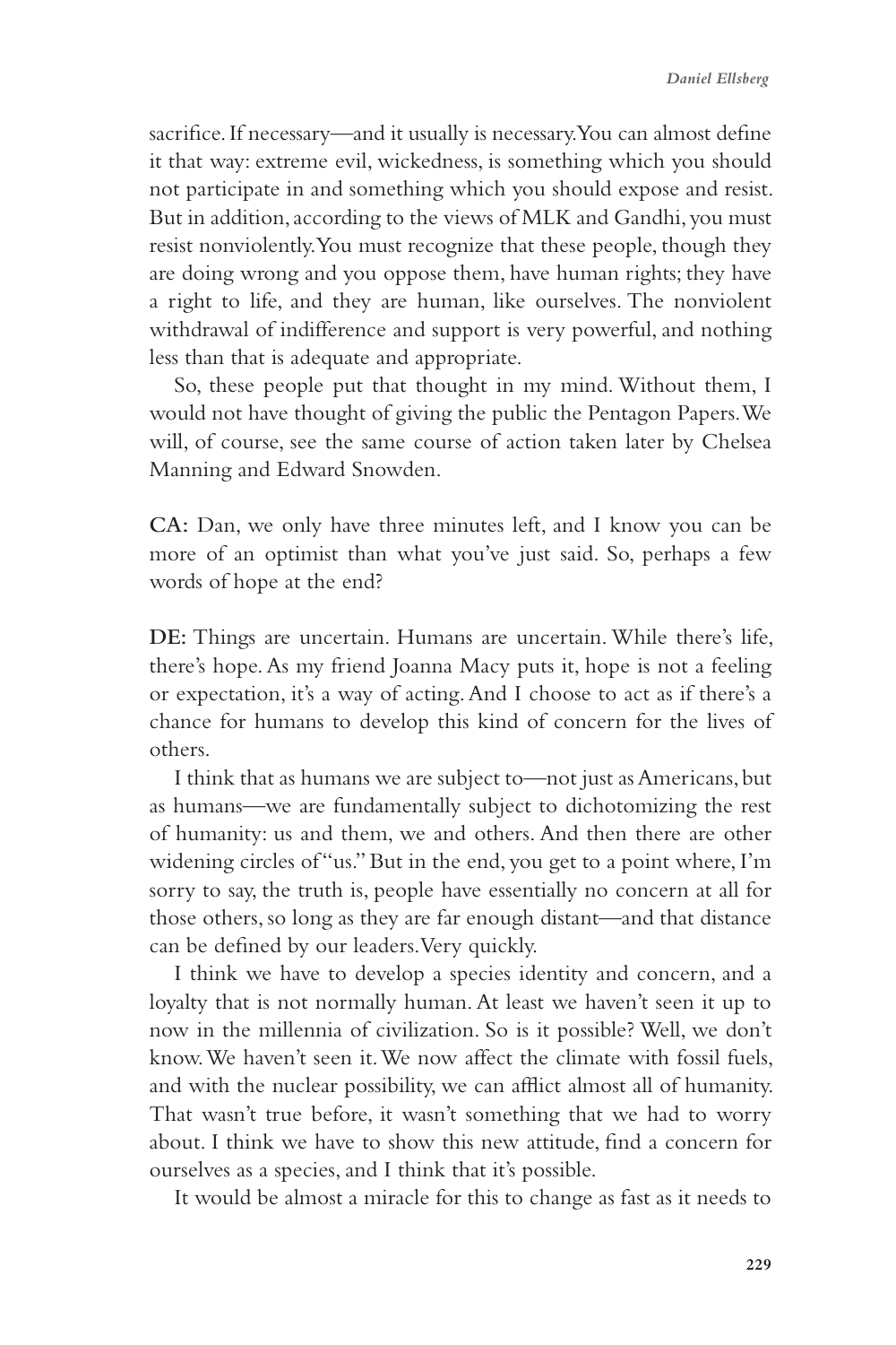sacrifice. If necessary—and it usually is necessary. You can almost define it that way: extreme evil, wickedness, is something which you should not participate in and something which you should expose and resist. But in addition, according to the views of MLK and Gandhi, you must resist nonviolently. You must recognize that these people, though they are doing wrong and you oppose them, have human rights; they have a right to life, and they are human, like ourselves. The nonviolent withdrawal of indifference and support is very powerful, and nothing less than that is adequate and appropriate.

So, these people put that thought in my mind. Without them, I would not have thought of giving the public the Pentagon Papers. We will, of course, see the same course of action taken later by Chelsea Manning and Edward Snowden.

**CA:** Dan, we only have three minutes left, and I know you can be more of an optimist than what you've just said. So, perhaps a few words of hope at the end?

**DE:** Things are uncertain. Humans are uncertain. While there's life, there's hope. As my friend Joanna Macy puts it, hope is not a feeling or expectation, it's a way of acting. And I choose to act as if there's a chance for humans to develop this kind of concern for the lives of others.

I think that as humans we are subject to—not just as Americans, but as humans—we are fundamentally subject to dichotomizing the rest of humanity: us and them, we and others. And then there are other widening circles of "us." But in the end, you get to a point where, I'm sorry to say, the truth is, people have essentially no concern at all for those others, so long as they are far enough distant—and that distance can be defined by our leaders. Very quickly.

I think we have to develop a species identity and concern, and a loyalty that is not normally human. At least we haven't seen it up to now in the millennia of civilization. So is it possible? Well, we don't know. We haven't seen it. We now affect the climate with fossil fuels, and with the nuclear possibility, we can afflict almost all of humanity. That wasn't true before, it wasn't something that we had to worry about. I think we have to show this new attitude, find a concern for ourselves as a species, and I think that it's possible.

It would be almost a miracle for this to change as fast as it needs to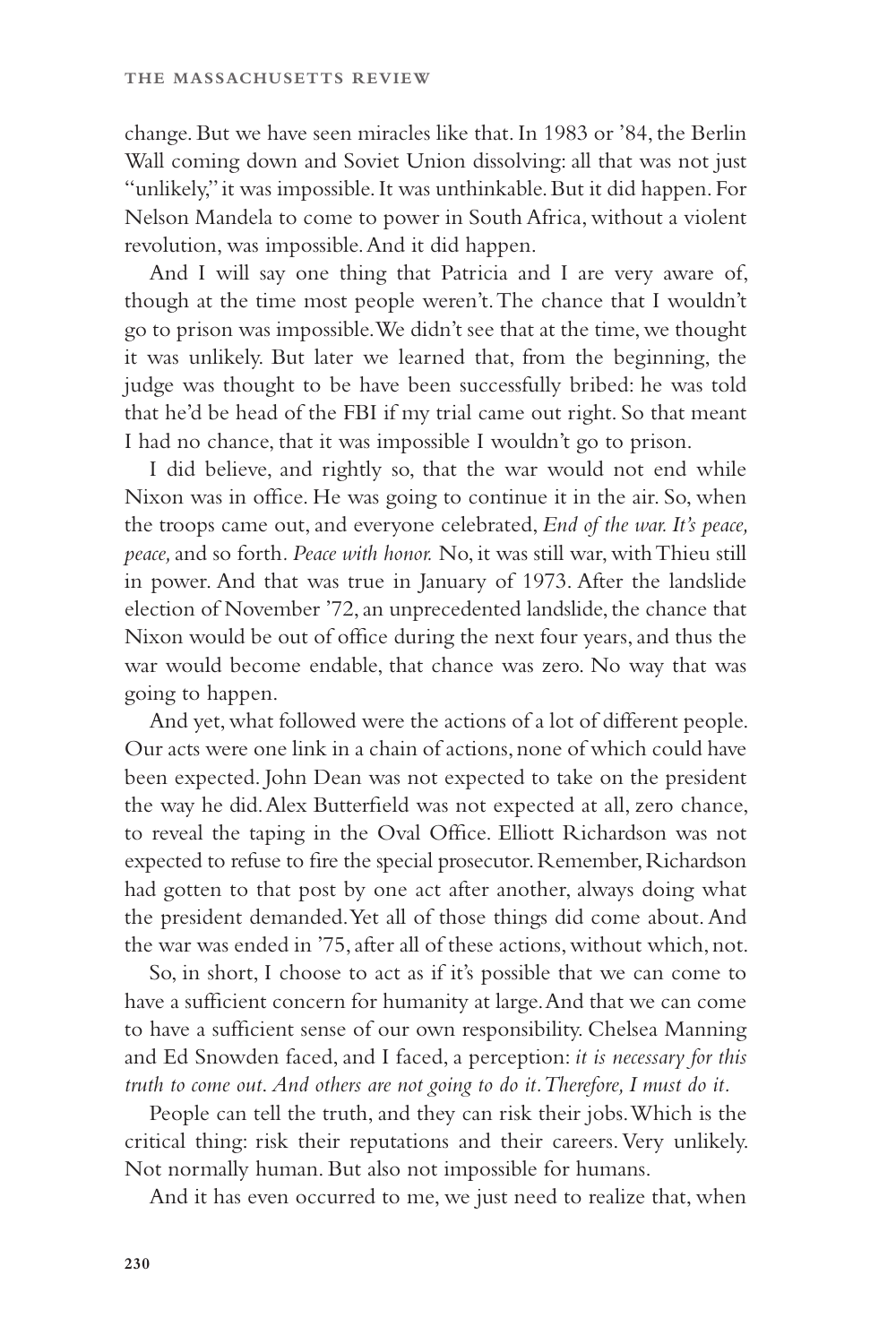change. But we have seen miracles like that. In 1983 or '84, the Berlin Wall coming down and Soviet Union dissolving: all that was not just "unlikely," it was impossible. It was unthinkable. But it did happen. For Nelson Mandela to come to power in South Africa, without a violent revolution, was impossible. And it did happen.

And I will say one thing that Patricia and I are very aware of, though at the time most people weren't. The chance that I wouldn't go to prison was impossible. We didn't see that at the time, we thought it was unlikely. But later we learned that, from the beginning, the judge was thought to be have been successfully bribed: he was told that he'd be head of the FBI if my trial came out right. So that meant I had no chance, that it was impossible I wouldn't go to prison.

I did believe, and rightly so, that the war would not end while Nixon was in office. He was going to continue it in the air. So, when the troops came out, and everyone celebrated, *End of the war. It's peace, peace,* and so forth. *Peace with honor.* No, it was still war, with Thieu still in power. And that was true in January of 1973. After the landslide election of November '72, an unprecedented landslide, the chance that Nixon would be out of office during the next four years, and thus the war would become endable, that chance was zero. No way that was going to happen.

And yet, what followed were the actions of a lot of different people. Our acts were one link in a chain of actions, none of which could have been expected. John Dean was not expected to take on the president the way he did. Alex Butterfield was not expected at all, zero chance, to reveal the taping in the Oval Office. Elliott Richardson was not expected to refuse to fire the special prosecutor. Remember, Richardson had gotten to that post by one act after another, always doing what the president demanded. Yet all of those things did come about. And the war was ended in '75, after all of these actions, without which, not.

So, in short, I choose to act as if it's possible that we can come to have a sufficient concern for humanity at large. And that we can come to have a sufficient sense of our own responsibility. Chelsea Manning and Ed Snowden faced, and I faced, a perception: *it is necessary for this truth to come out. And others are not going to do it. Therefore, I must do it.*

People can tell the truth, and they can risk their jobs. Which is the critical thing: risk their reputations and their careers. Very unlikely. Not normally human. But also not impossible for humans.

And it has even occurred to me, we just need to realize that, when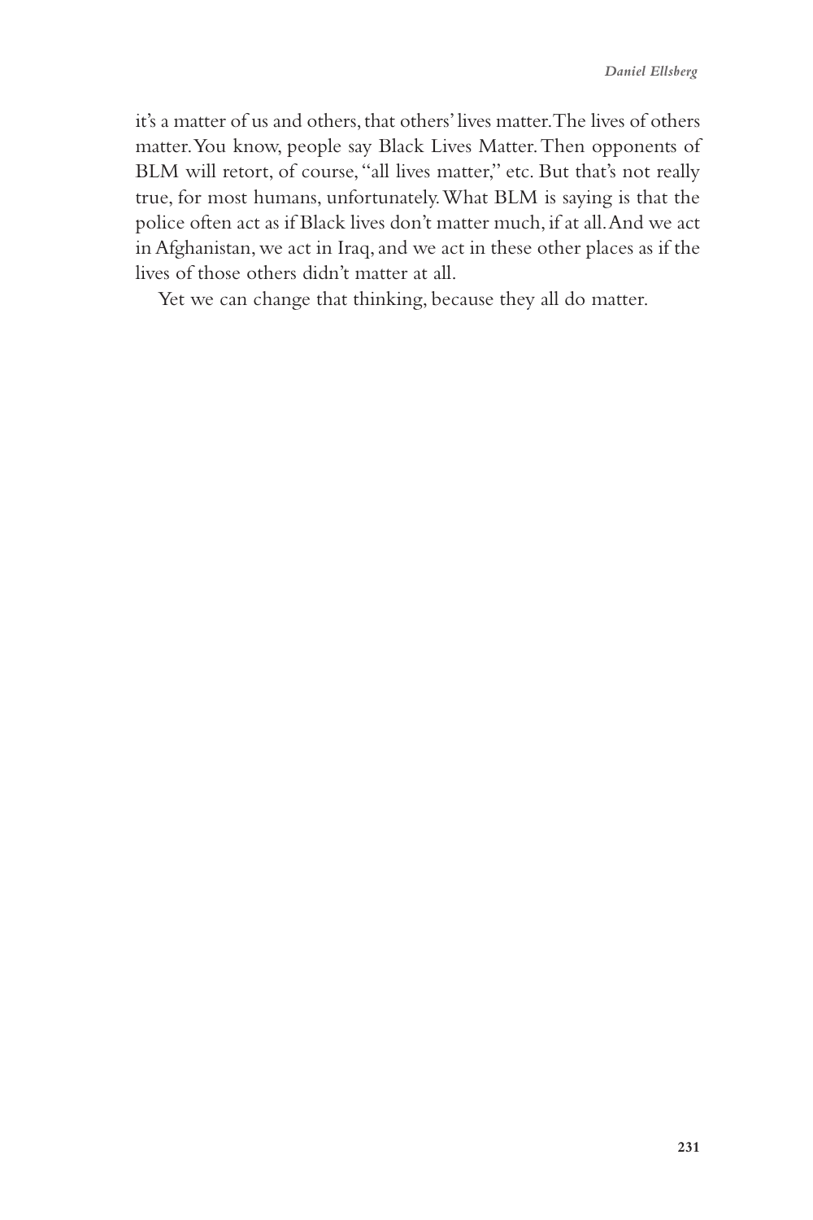it's a matter of us and others, that others' lives matter. The lives of others matter. You know, people say Black Lives Matter. Then opponents of BLM will retort, of course, "all lives matter," etc. But that's not really true, for most humans, unfortunately. What BLM is saying is that the police often act as if Black lives don't matter much, if at all. And we act in Afghanistan, we act in Iraq, and we act in these other places as if the lives of those others didn't matter at all.

Yet we can change that thinking, because they all do matter.